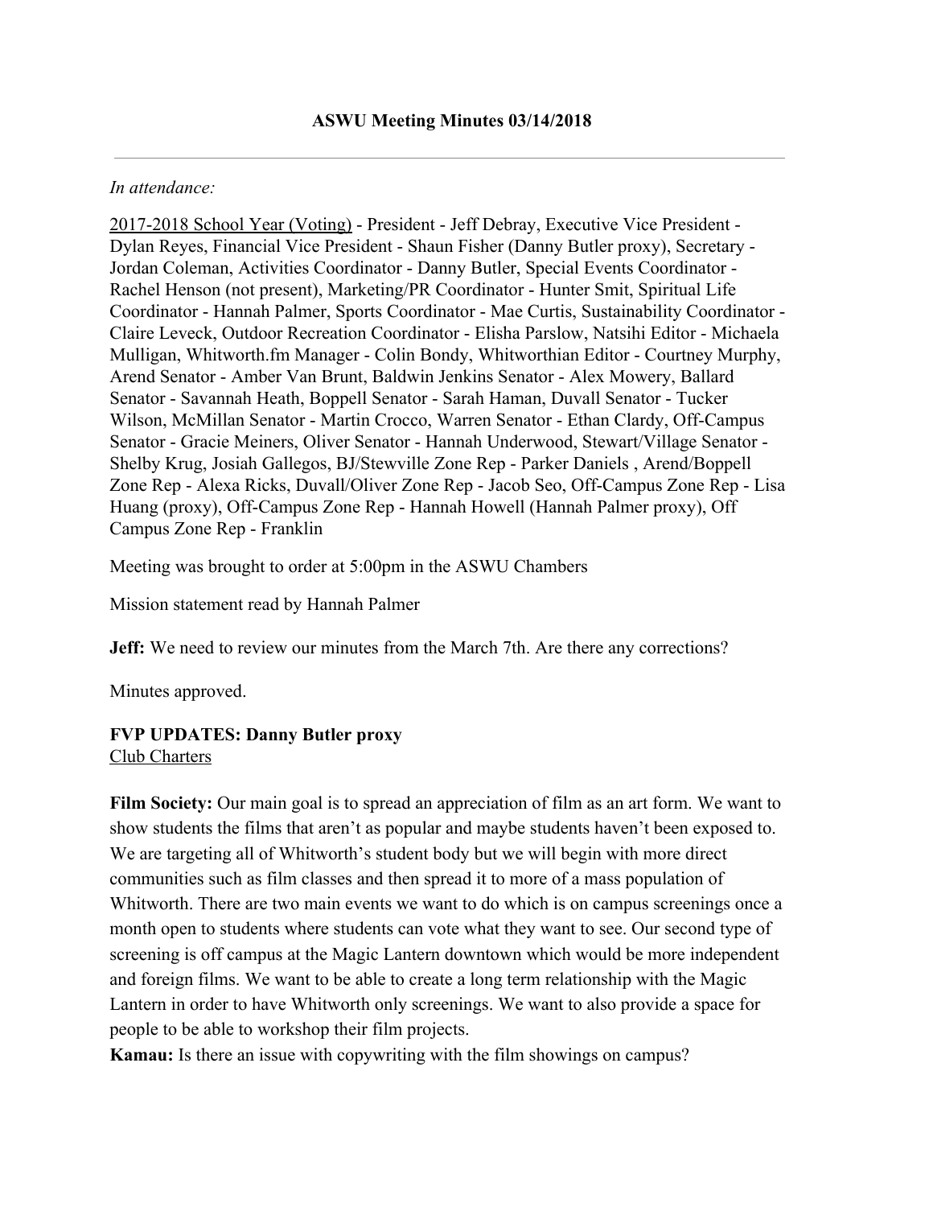# ASWU Meeting Minutes 03/14/2018

---

*In attendance:*

2017-2018 School Year (Voting) - President - Jeff Debray, Executive Vice President - Dylan Reyes, Financial Vice President - Shaun Fisher (Danny Butler proxy), Secretary - Jordan Coleman, Activities Coordinator - Danny Butler, Special Events Coordinator - Rachel Henson (not present), Marketing/PR Coordinator - Hunter Smit, Spiritual Life Coordinator - Hannah Palmer, Sports Coordinator - Mae Curtis, Sustainability Coordinator - Claire Leveck, Outdoor Recreation Coordinator - Elisha Parslow, Natsihi Editor - Michaela Mulligan, Whitworth.fm Manager - Colin Bondy, Whitworthian Editor - Courtney Murphy, Arend Senator - Amber Van Brunt, Baldwin Jenkins Senator - Alex Mowery, Ballard Senator - Savannah Heath, Boppell Senator - Sarah Haman, Duvall Senator - Tucker Wilson, McMillan Senator - Martin Crocco, Warren Senator - Ethan Clardy, Off-Campus Senator - Gracie Meiners, Oliver Senator - Hannah Underwood, Stewart/Village Senator - Shelby Krug, Josiah Gallegos, BJ/Stewville Zone Rep - Parker Daniels , Arend/Boppell Zone Rep - Alexa Ricks, Duvall/Oliver Zone Rep - Jacob Seo, Off-Campus Zone Rep - Lisa Huang (proxy), Off-Campus Zone Rep - Hannah Howell (Hannah Palmer proxy), Off Campus Zone Rep - Franklin

Meeting was brought to order at 5:00pm in the ASWU Chambers

Mission statement read by Hannah Palmer

**Jeff:** We need to review our minutes from the March 7th. Are there any corrections?

Minutes approved.

**FVP UPDATES: Danny Butler proxy**

Club Charters

**Film Society:** Our main goal is to spread an appreciation of film as an art form. We want to show students the films that aren't as popular and maybe students haven't been exposed to. We are targeting all of Whitworth's student body but we will begin with more direct communities such as film classes and then spread it to more of a mass population of Whitworth. There are two main events we want to do which is on campus screenings once a month open to students where students can vote what they want to see. Our second type of screening is off campus at the Magic Lantern downtown which would be more independent and foreign films. We want to be able to create a long term relationship with the Magic Lantern in order to have Whitworth only screenings. We want to also provide a space for people to be able to workshop their film projects.

**Kamau:** Is there an issue with copywriting with the film showings on campus?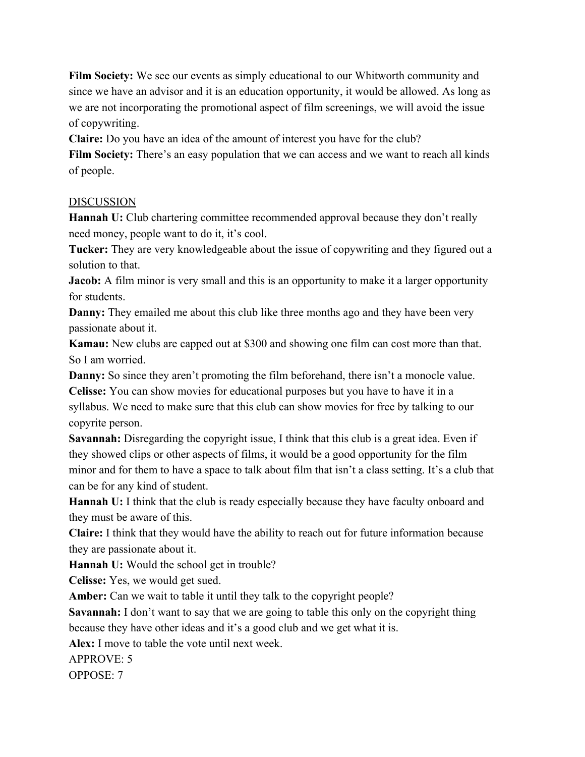**Film Society:** We see our events as simply educational to our Whitworth community and since we have an advisor and it is an education opportunity, it would be allowed. As long as we are not incorporating the promotional aspect of film screenings, we will avoid the issue of copywriting.

**Claire:** Do you have an idea of the amount of interest you have for the club?

**Film Society:** There's an easy population that we can access and we want to reach all kinds of people.

DISCUSSION

**Hannah U:** Club chartering committee recommended approval because they don't really need money, people want to do it, it's cool.

**Tucker:** They are very knowledgeable about the issue of copywriting and they figured out a solution to that.

**Jacob:** A film minor is very small and this is an opportunity to make it a larger opportunity for students.

**Danny:** They emailed me about this club like three months ago and they have been very passionate about it.

**Kamau:** New clubs are capped out at $300 and showing one film can cost more than that. So I am worried.

**Danny:** So since they aren't promoting the film beforehand, there isn't a monocle value.

**Celisse:** You can show movies for educational purposes but you have to have it in a syllabus. We need to make sure that this club can show movies for free by talking to our copyrite person.

**Savannah:** Disregarding the copyright issue, I think that this club is a great idea. Even if they showed clips or other aspects of films, it would be a good opportunity for the film minor and for them to have a space to talk about film that isn't a class setting. It's a club that can be for any kind of student.

**Hannah U:** I think that the club is ready especially because they have faculty onboard and they must be aware of this.

**Claire:** I think that they would have the ability to reach out for future information because they are passionate about it.

**Hannah U:** Would the school get in trouble?

**Celisse:** Yes, we would get sued.

**Amber:** Can we wait to table it until they talk to the copyright people?

**Savannah:** I don't want to say that we are going to table this only on the copyright thing because they have other ideas and it's a good club and we get what it is.

**Alex:** I move to table the vote until next week.

APPROVE: 5

OPPOSE: 7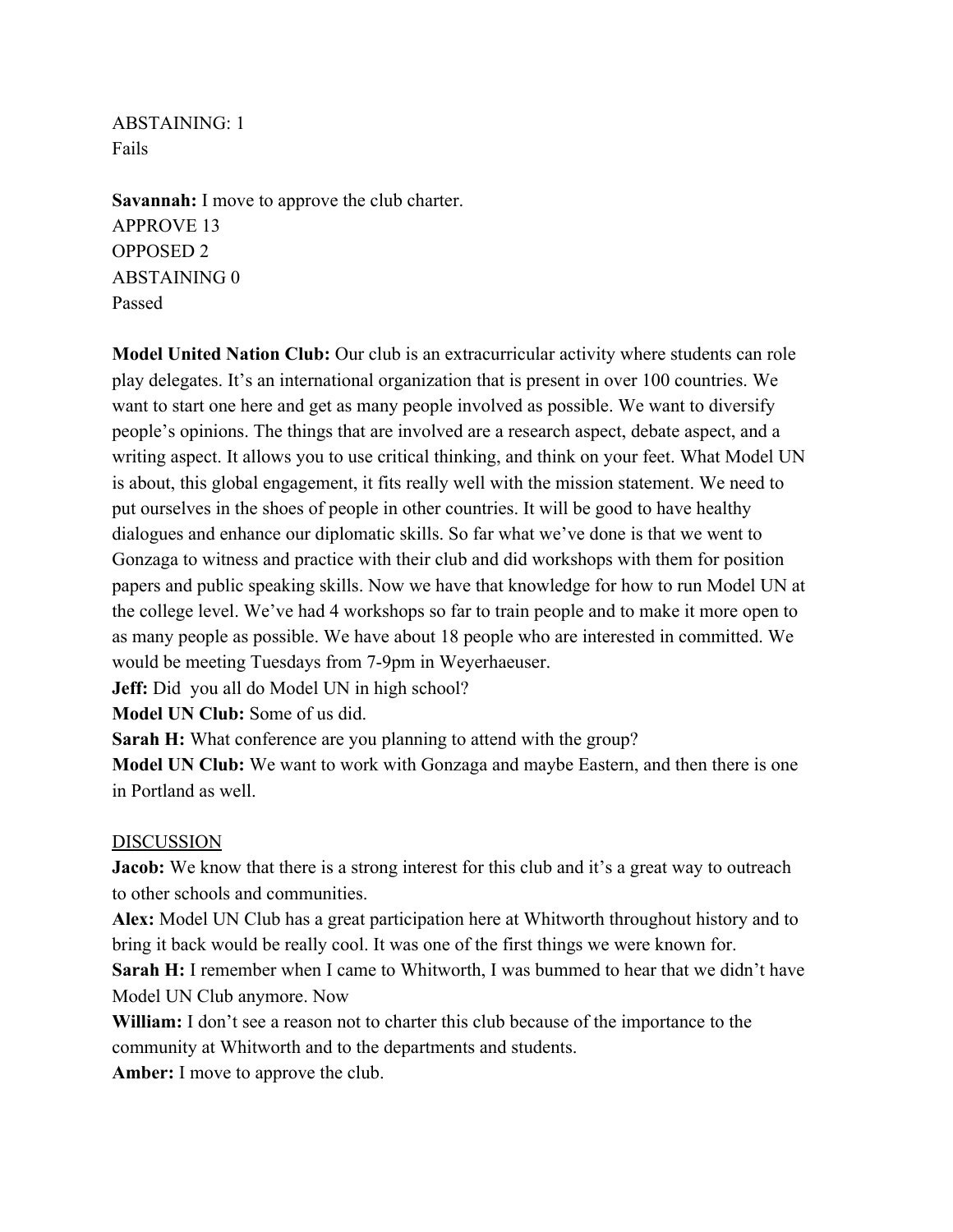ABSTAINING: 1
Fails

**Savannah:** I move to approve the club charter.
APPROVE 13
OPPOSED 2
ABSTAINING 0
Passed

**Model United Nation Club:** Our club is an extracurricular activity where students can role play delegates. It's an international organization that is present in over 100 countries. We want to start one here and get as many people involved as possible. We want to diversify people's opinions. The things that are involved are a research aspect, debate aspect, and a writing aspect. It allows you to use critical thinking, and think on your feet. What Model UN is about, this global engagement, it fits really well with the mission statement. We need to put ourselves in the shoes of people in other countries. It will be good to have healthy dialogues and enhance our diplomatic skills. So far what we've done is that we went to Gonzaga to witness and practice with their club and did workshops with them for position papers and public speaking skills. Now we have that knowledge for how to run Model UN at the college level. We've had 4 workshops so far to train people and to make it more open to as many people as possible. We have about 18 people who are interested in committed. We would be meeting Tuesdays from 7-9pm in Weyerhaeuser.
**Jeff:** Did you all do Model UN in high school?
**Model UN Club:** Some of us did.
**Sarah H:** What conference are you planning to attend with the group?
**Model UN Club:** We want to work with Gonzaga and maybe Eastern, and then there is one in Portland as well.

<u>DISCUSSION</u>
**Jacob:** We know that there is a strong interest for this club and it's a great way to outreach to other schools and communities.
**Alex:** Model UN Club has a great participation here at Whitworth throughout history and to bring it back would be really cool. It was one of the first things we were known for.
**Sarah H:** I remember when I came to Whitworth, I was bummed to hear that we didn't have Model UN Club anymore. Now
**William:** I don't see a reason not to charter this club because of the importance to the community at Whitworth and to the departments and students.
**Amber:** I move to approve the club.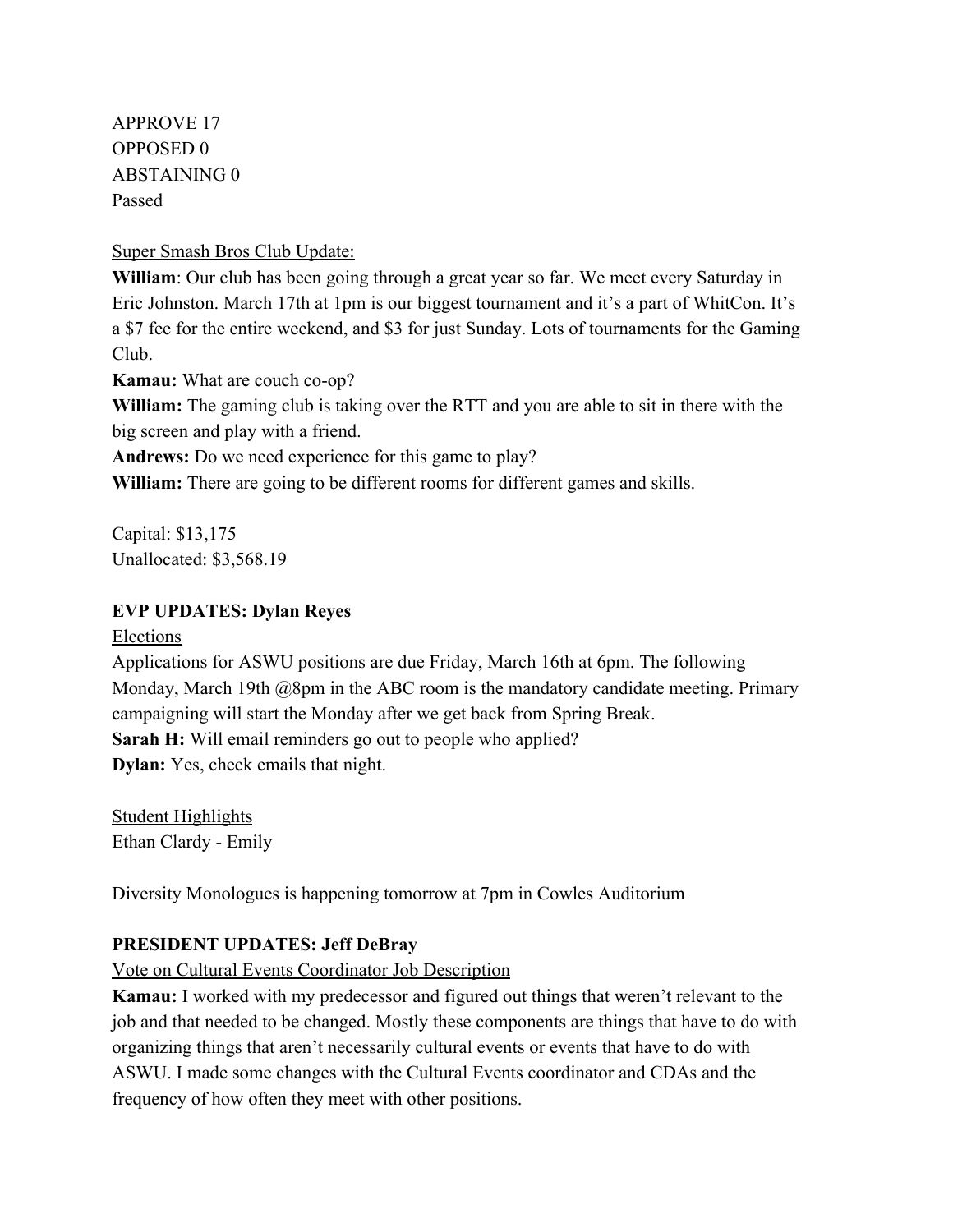APPROVE 17
OPPOSED 0
ABSTAINING 0
Passed

<u>Super Smash Bros Club Update:</u>

**William**: Our club has been going through a great year so far. We meet every Saturday in Eric Johnston. March 17th at 1pm is our biggest tournament and it's a part of WhitCon. It's a $7 fee for the entire weekend, and $3 for just Sunday. Lots of tournaments for the Gaming Club.
**Kamau:** What are couch co-op?
**William:** The gaming club is taking over the RTT and you are able to sit in there with the big screen and play with a friend.
**Andrews:** Do we need experience for this game to play?
**William:** There are going to be different rooms for different games and skills.

Capital: $13,175
Unallocated: $3,568.19

**EVP UPDATES: Dylan Reyes**

<u>Elections</u>

Applications for ASWU positions are due Friday, March 16th at 6pm. The following Monday, March 19th @8pm in the ABC room is the mandatory candidate meeting. Primary campaigning will start the Monday after we get back from Spring Break.
**Sarah H:** Will email reminders go out to people who applied?
**Dylan:** Yes, check emails that night.

<u>Student Highlights</u>

Ethan Clardy - Emily

Diversity Monologues is happening tomorrow at 7pm in Cowles Auditorium

**PRESIDENT UPDATES: Jeff DeBray**

<u>Vote on Cultural Events Coordinator Job Description</u>

**Kamau:** I worked with my predecessor and figured out things that weren't relevant to the job and that needed to be changed. Mostly these components are things that have to do with organizing things that aren't necessarily cultural events or events that have to do with ASWU. I made some changes with the Cultural Events coordinator and CDAs and the frequency of how often they meet with other positions.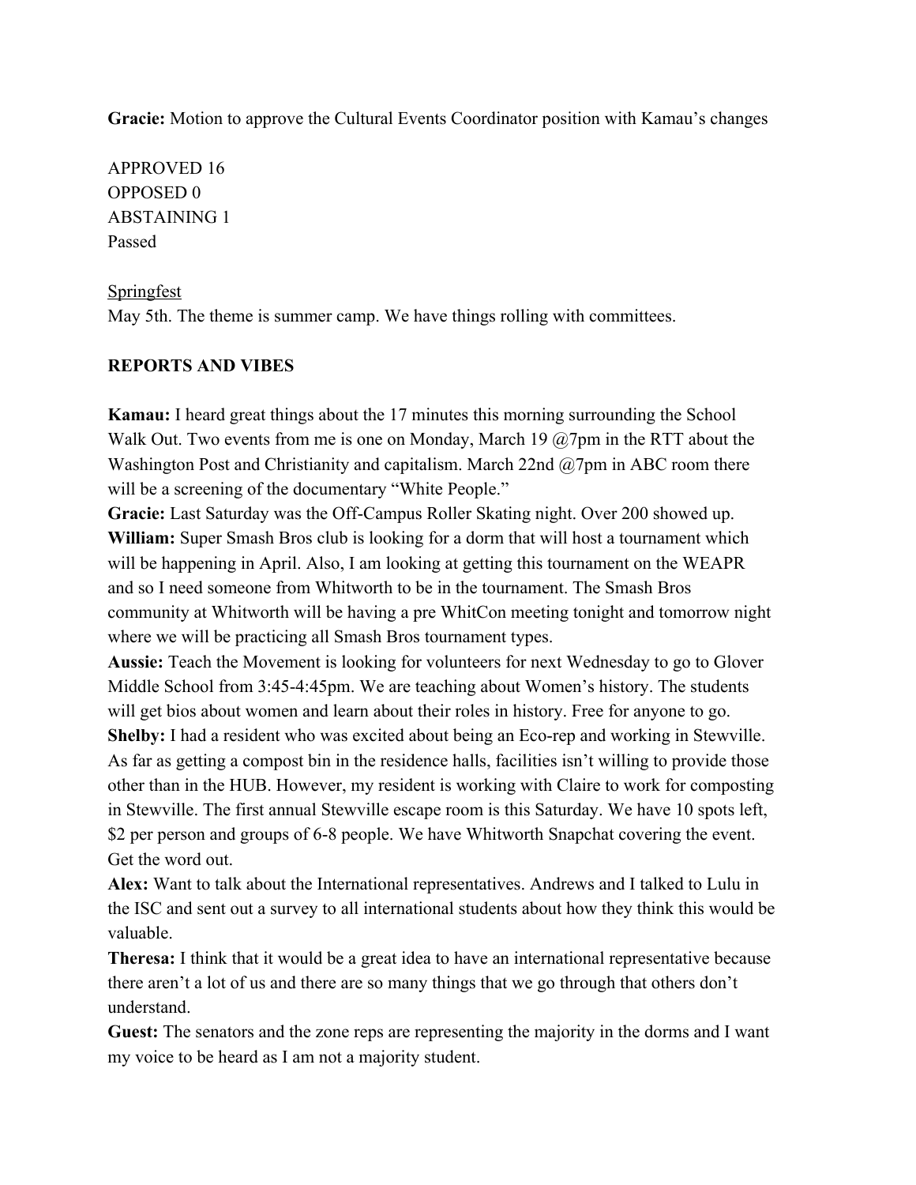**Gracie:** Motion to approve the Cultural Events Coordinator position with Kamau's changes

APPROVED 16
OPPOSED 0
ABSTAINING 1
Passed

<u>Springfest</u>
May 5th. The theme is summer camp. We have things rolling with committees.

**REPORTS AND VIBES**

**Kamau:** I heard great things about the 17 minutes this morning surrounding the School Walk Out. Two events from me is one on Monday, March 19 @7pm in the RTT about the Washington Post and Christianity and capitalism. March 22nd @7pm in ABC room there will be a screening of the documentary "White People."
**Gracie:** Last Saturday was the Off-Campus Roller Skating night. Over 200 showed up.
**William:** Super Smash Bros club is looking for a dorm that will host a tournament which will be happening in April. Also, I am looking at getting this tournament on the WEAPR and so I need someone from Whitworth to be in the tournament. The Smash Bros community at Whitworth will be having a pre WhitCon meeting tonight and tomorrow night where we will be practicing all Smash Bros tournament types.
**Aussie:** Teach the Movement is looking for volunteers for next Wednesday to go to Glover Middle School from 3:45-4:45pm. We are teaching about Women's history. The students will get bios about women and learn about their roles in history. Free for anyone to go.
**Shelby:** I had a resident who was excited about being an Eco-rep and working in Stewville. As far as getting a compost bin in the residence halls, facilities isn't willing to provide those other than in the HUB. However, my resident is working with Claire to work for composting in Stewville. The first annual Stewville escape room is this Saturday. We have 10 spots left, $2 per person and groups of 6-8 people. We have Whitworth Snapchat covering the event. Get the word out.
**Alex:** Want to talk about the International representatives. Andrews and I talked to Lulu in the ISC and sent out a survey to all international students about how they think this would be valuable.
**Theresa:** I think that it would be a great idea to have an international representative because there aren't a lot of us and there are so many things that we go through that others don't understand.
**Guest:** The senators and the zone reps are representing the majority in the dorms and I want my voice to be heard as I am not a majority student.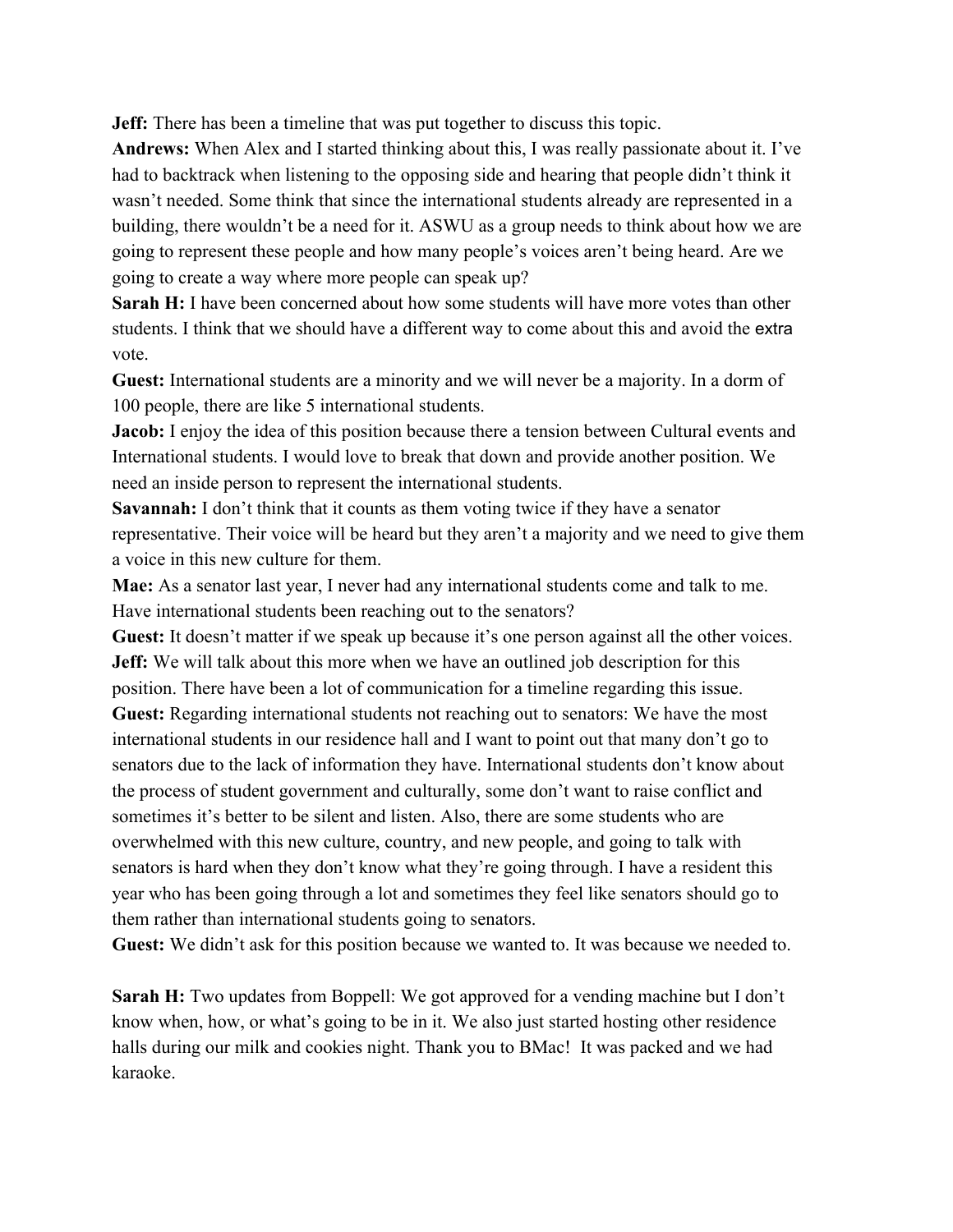**Jeff:** There has been a timeline that was put together to discuss this topic.

**Andrews:** When Alex and I started thinking about this, I was really passionate about it. I've had to backtrack when listening to the opposing side and hearing that people didn't think it wasn't needed. Some think that since the international students already are represented in a building, there wouldn't be a need for it. ASWU as a group needs to think about how we are going to represent these people and how many people's voices aren't being heard. Are we going to create a way where more people can speak up?

**Sarah H:** I have been concerned about how some students will have more votes than other students. I think that we should have a different way to come about this and avoid the extra vote.

**Guest:** International students are a minority and we will never be a majority. In a dorm of 100 people, there are like 5 international students.

**Jacob:** I enjoy the idea of this position because there a tension between Cultural events and International students. I would love to break that down and provide another position. We need an inside person to represent the international students.

**Savannah:** I don't think that it counts as them voting twice if they have a senator representative. Their voice will be heard but they aren't a majority and we need to give them a voice in this new culture for them.

**Mae:** As a senator last year, I never had any international students come and talk to me. Have international students been reaching out to the senators?

**Guest:** It doesn't matter if we speak up because it's one person against all the other voices.

**Jeff:** We will talk about this more when we have an outlined job description for this position. There have been a lot of communication for a timeline regarding this issue.

**Guest:** Regarding international students not reaching out to senators: We have the most international students in our residence hall and I want to point out that many don't go to senators due to the lack of information they have. International students don't know about the process of student government and culturally, some don't want to raise conflict and sometimes it's better to be silent and listen. Also, there are some students who are overwhelmed with this new culture, country, and new people, and going to talk with senators is hard when they don't know what they're going through. I have a resident this year who has been going through a lot and sometimes they feel like senators should go to them rather than international students going to senators.

**Guest:** We didn't ask for this position because we wanted to. It was because we needed to.

**Sarah H:** Two updates from Boppell: We got approved for a vending machine but I don't know when, how, or what's going to be in it. We also just started hosting other residence halls during our milk and cookies night. Thank you to BMac! It was packed and we had karaoke.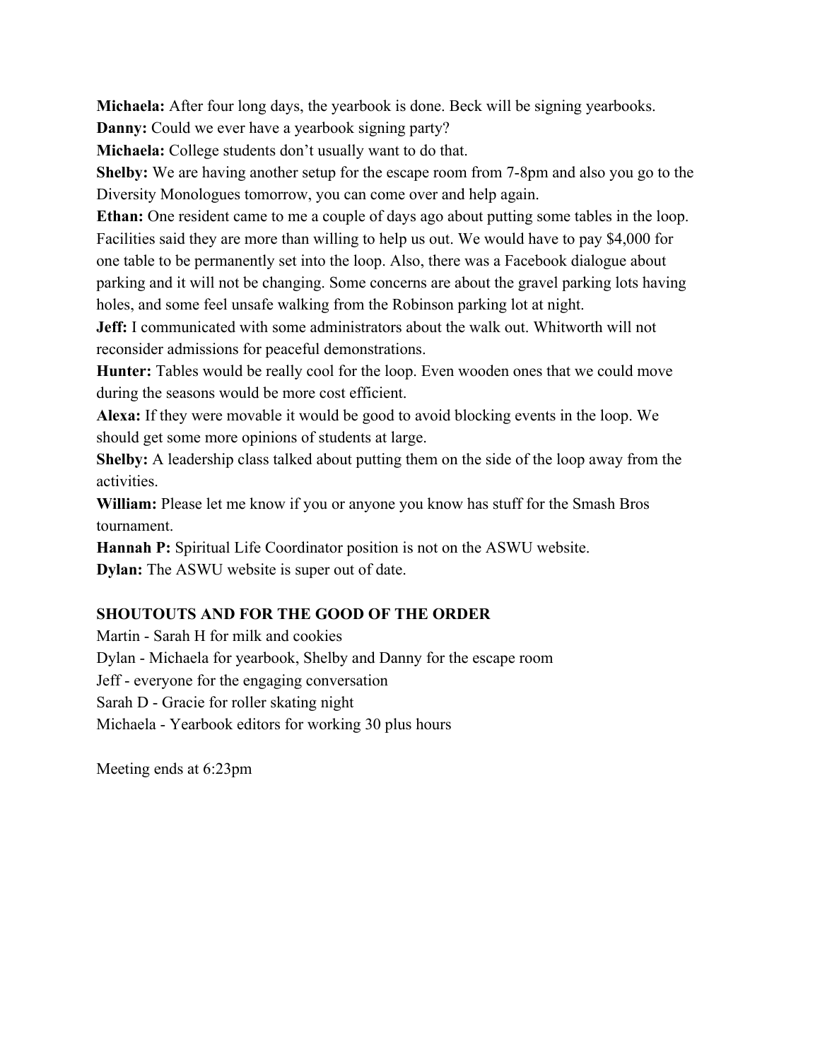**Michaela:** After four long days, the yearbook is done. Beck will be signing yearbooks.

**Danny:** Could we ever have a yearbook signing party?

**Michaela:** College students don't usually want to do that.

**Shelby:** We are having another setup for the escape room from 7-8pm and also you go to the Diversity Monologues tomorrow, you can come over and help again.

**Ethan:** One resident came to me a couple of days ago about putting some tables in the loop. Facilities said they are more than willing to help us out. We would have to pay $4,000 for one table to be permanently set into the loop. Also, there was a Facebook dialogue about parking and it will not be changing. Some concerns are about the gravel parking lots having holes, and some feel unsafe walking from the Robinson parking lot at night.

**Jeff:** I communicated with some administrators about the walk out. Whitworth will not reconsider admissions for peaceful demonstrations.

**Hunter:** Tables would be really cool for the loop. Even wooden ones that we could move during the seasons would be more cost efficient.

**Alexa:** If they were movable it would be good to avoid blocking events in the loop. We should get some more opinions of students at large.

**Shelby:** A leadership class talked about putting them on the side of the loop away from the activities.

**William:** Please let me know if you or anyone you know has stuff for the Smash Bros tournament.

**Hannah P:** Spiritual Life Coordinator position is not on the ASWU website.

**Dylan:** The ASWU website is super out of date.

**SHOUTOUTS AND FOR THE GOOD OF THE ORDER**

Martin - Sarah H for milk and cookies

Dylan - Michaela for yearbook, Shelby and Danny for the escape room

Jeff - everyone for the engaging conversation

Sarah D - Gracie for roller skating night

Michaela - Yearbook editors for working 30 plus hours

Meeting ends at 6:23pm